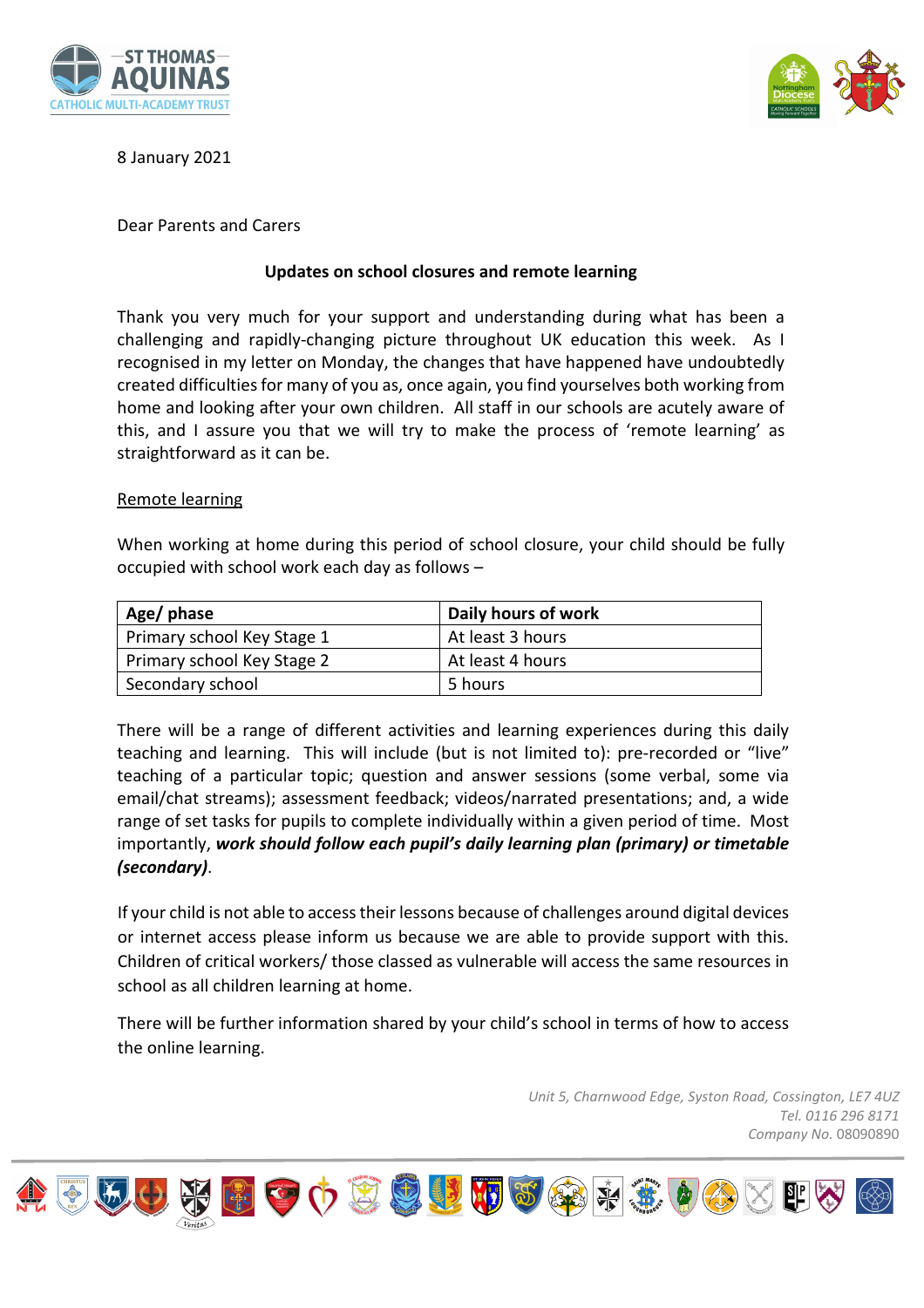8 January 2021

Dear Parents and Carers

**Updates on school closures and remote learning**

Thank you very much for your support and understanding during what has been a challenging and rapidly-changing picture throughout UK education this week. As I recognised in my letter on Monday, the changes that have happened have undoubtedly created difficulties for many of you as, once again, you find yourselves both working from home and looking after your own children. All staff in our schools are acutely aware of this, and I assure you that we will try to make the process of 'remote learning' as straightforward as it can be.

Remote learning

When working at home during this period of school closure, your child should be fully occupied with school work each day as follows –

| Age/ phase | Daily hours of work |
|---|---|
| Primary school Key Stage 1 | At least 3 hours |
| Primary school Key Stage 2 | At least 4 hours |
| Secondary school | 5 hours |

There will be a range of different activities and learning experiences during this daily teaching and learning. This will include (but is not limited to): pre-recorded or "live" teaching of a particular topic; question and answer sessions (some verbal, some via email/chat streams); assessment feedback; videos/narrated presentations; and, a wide range of set tasks for pupils to complete individually within a given period of time. Most importantly, ***work should follow each pupil's daily learning plan (primary) or timetable (secondary)***.

If your child is not able to access their lessons because of challenges around digital devices or internet access please inform us because we are able to provide support with this. Children of critical workers/ those classed as vulnerable will access the same resources in school as all children learning at home.

There will be further information shared by your child's school in terms of how to access the online learning.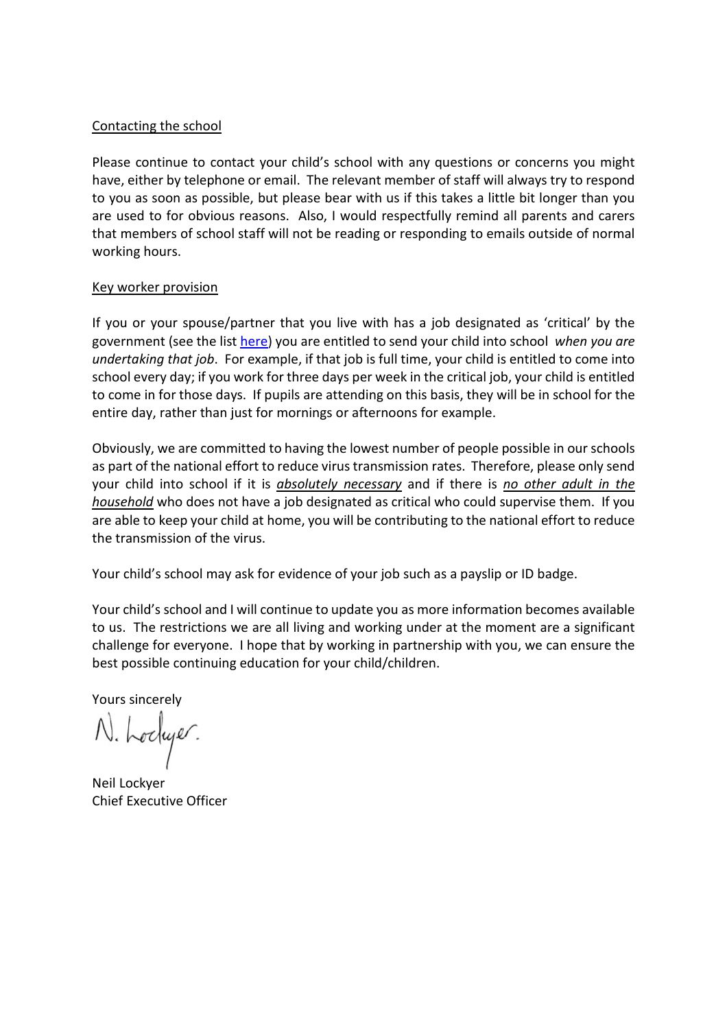Contacting the school

Please continue to contact your child's school with any questions or concerns you might have, either by telephone or email. The relevant member of staff will always try to respond to you as soon as possible, but please bear with us if this takes a little bit longer than you are used to for obvious reasons. Also, I would respectfully remind all parents and carers that members of school staff will not be reading or responding to emails outside of normal working hours.

Key worker provision

If you or your spouse/partner that you live with has a job designated as 'critical' by the government (see the list here) you are entitled to send your child into school *when you are undertaking that job*. For example, if that job is full time, your child is entitled to come into school every day; if you work for three days per week in the critical job, your child is entitled to come in for those days. If pupils are attending on this basis, they will be in school for the entire day, rather than just for mornings or afternoons for example.

Obviously, we are committed to having the lowest number of people possible in our schools as part of the national effort to reduce virus transmission rates. Therefore, please only send your child into school if it is ***absolutely necessary*** and if there is *no other adult in the household* who does not have a job designated as critical who could supervise them. If you are able to keep your child at home, you will be contributing to the national effort to reduce the transmission of the virus.

Your child's school may ask for evidence of your job such as a payslip or ID badge.

Your child's school and I will continue to update you as more information becomes available to us. The restrictions we are all living and working under at the moment are a significant challenge for everyone. I hope that by working in partnership with you, we can ensure the best possible continuing education for your child/children.

Yours sincerely

N. Lockyer.

Neil Lockyer
Chief Executive Officer